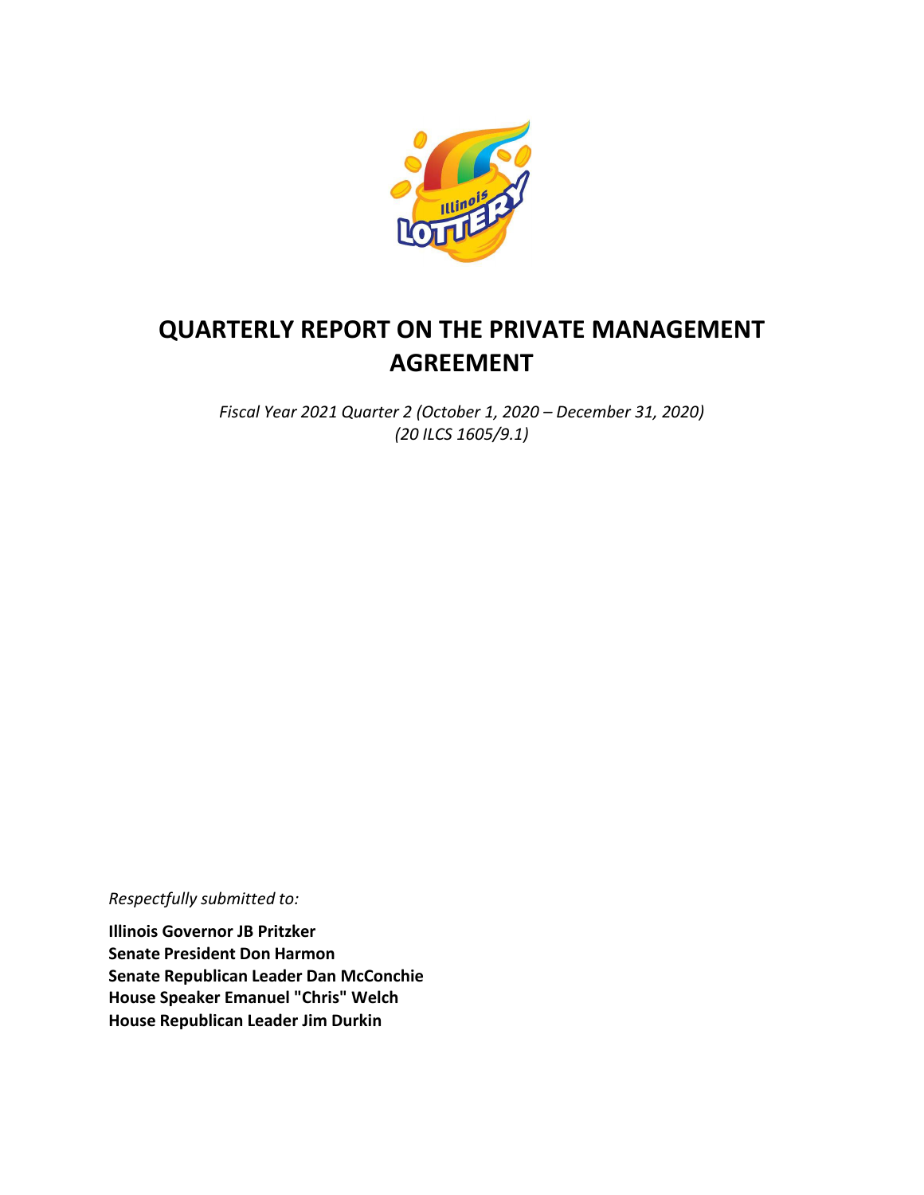# QUARTERLY REPORT ON THE PRIVATE MANAGEMENT AGREEMENT

*Fiscal Year 2021 Quarter 2 (October 1, 2020 – December 31, 2020)*
*(20 ILCS 1605/9.1)*

*Respectfully submitted to:*

**Illinois Governor JB Pritzker**
**Senate President Don Harmon**
**Senate Republican Leader Dan McConchie**
**House Speaker Emanuel "Chris" Welch**
**House Republican Leader Jim Durkin**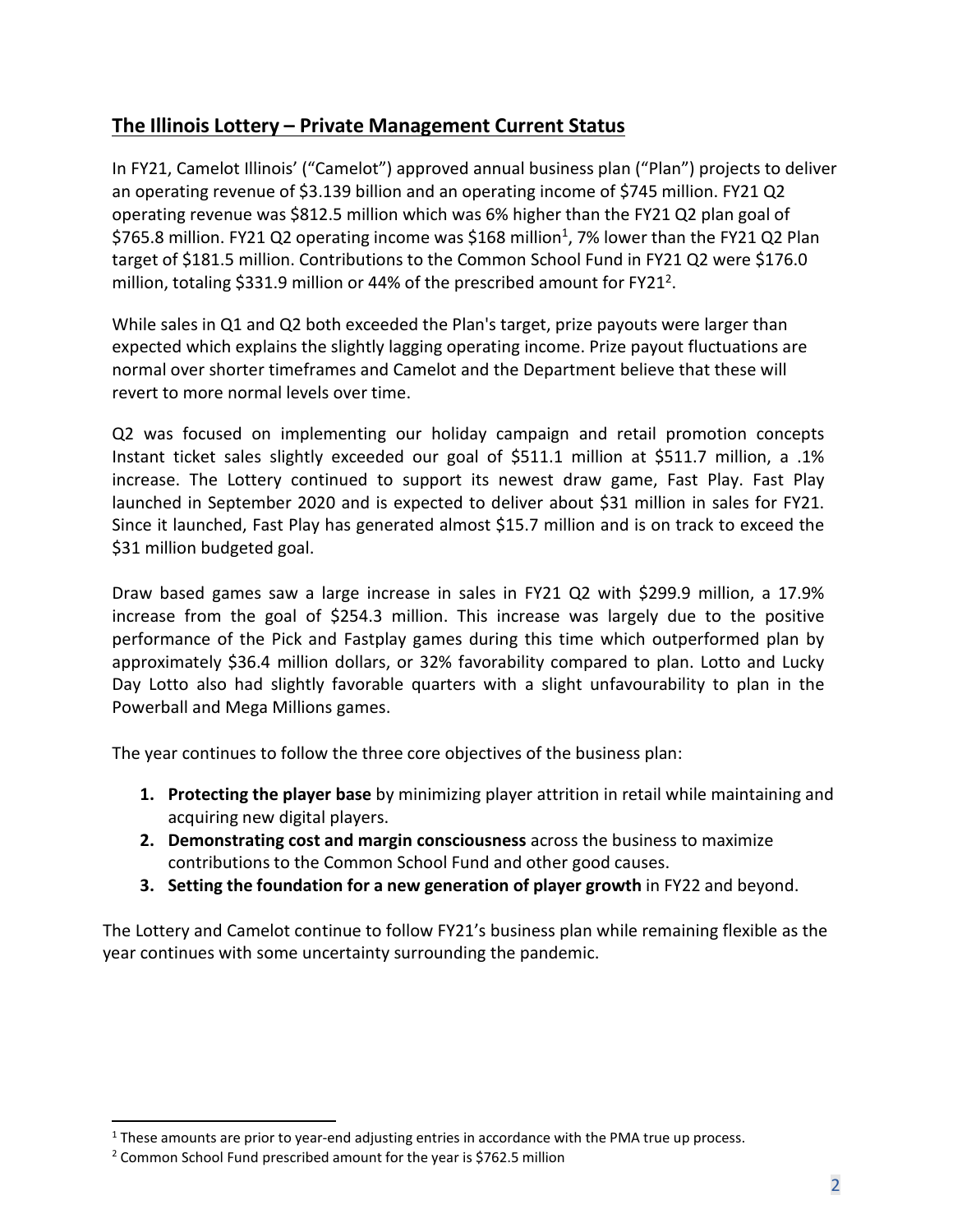## The Illinois Lottery – Private Management Current Status

In FY21, Camelot Illinois' ("Camelot") approved annual business plan ("Plan") projects to deliver an operating revenue of $3.139 billion and an operating income of $745 million. FY21 Q2 operating revenue was $812.5 million which was 6% higher than the FY21 Q2 plan goal of $765.8 million. FY21 Q2 operating income was $168 million[1], 7% lower than the FY21 Q2 Plan target of $181.5 million. Contributions to the Common School Fund in FY21 Q2 were $176.0 million, totaling $331.9 million or 44% of the prescribed amount for FY21[2].

While sales in Q1 and Q2 both exceeded the Plan's target, prize payouts were larger than expected which explains the slightly lagging operating income. Prize payout fluctuations are normal over shorter timeframes and Camelot and the Department believe that these will revert to more normal levels over time.

Q2 was focused on implementing our holiday campaign and retail promotion concepts Instant ticket sales slightly exceeded our goal of $511.1 million at $511.7 million, a .1% increase. The Lottery continued to support its newest draw game, Fast Play. Fast Play launched in September 2020 and is expected to deliver about $31 million in sales for FY21. Since it launched, Fast Play has generated almost $15.7 million and is on track to exceed the $31 million budgeted goal.

Draw based games saw a large increase in sales in FY21 Q2 with $299.9 million, a 17.9% increase from the goal of $254.3 million. This increase was largely due to the positive performance of the Pick and Fastplay games during this time which outperformed plan by approximately $36.4 million dollars, or 32% favorability compared to plan. Lotto and Lucky Day Lotto also had slightly favorable quarters with a slight unfavourability to plan in the Powerball and Mega Millions games.

The year continues to follow the three core objectives of the business plan:

1. **Protecting the player base** by minimizing player attrition in retail while maintaining and acquiring new digital players.
2. **Demonstrating cost and margin consciousness** across the business to maximize contributions to the Common School Fund and other good causes.
3. **Setting the foundation for a new generation of player growth** in FY22 and beyond.

The Lottery and Camelot continue to follow FY21's business plan while remaining flexible as the year continues with some uncertainty surrounding the pandemic.

---

[1] These amounts are prior to year-end adjusting entries in accordance with the PMA true up process.

[2] Common School Fund prescribed amount for the year is $762.5 million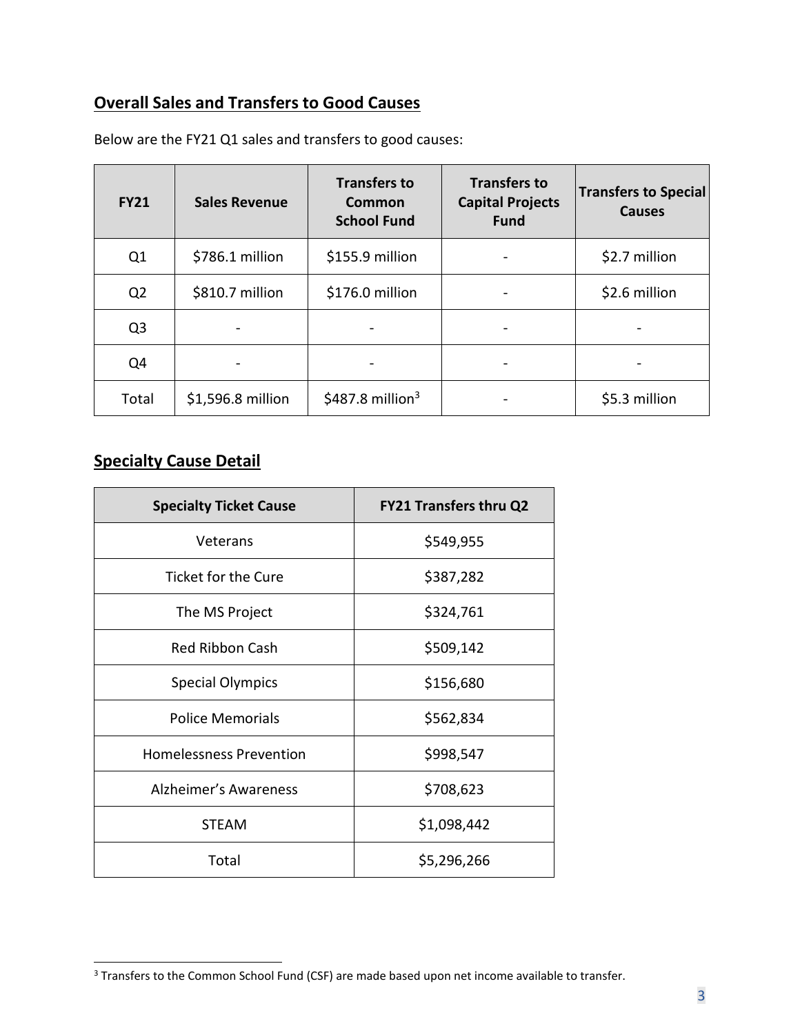## **Overall Sales and Transfers to Good Causes**

Below are the FY21 Q1 sales and transfers to good causes:

| FY21 | Sales Revenue | Transfers to Common School Fund | Transfers to Capital Projects Fund | Transfers to Special Causes |
|---|---|---|---|---|
| Q1 | $786.1 million | $155.9 million | - | $2.7 million |
| Q2 | $810.7 million | $176.0 million | - | $2.6 million |
| Q3 | - | - | - | - |
| Q4 | - | - | - | - |
| Total | $1,596.8 million | $487.8 million[3] | - | $5.3 million |

## **Specialty Cause Detail**

| Specialty Ticket Cause | FY21 Transfers thru Q2 |
|---|---|
| Veterans | $549,955 |
| Ticket for the Cure | $387,282 |
| The MS Project | $324,761 |
| Red Ribbon Cash | $509,142 |
| Special Olympics | $156,680 |
| Police Memorials | $562,834 |
| Homelessness Prevention | $998,547 |
| Alzheimer's Awareness | $708,623 |
| STEAM | $1,098,442 |
| Total | $5,296,266 |

[3] Transfers to the Common School Fund (CSF) are made based upon net income available to transfer.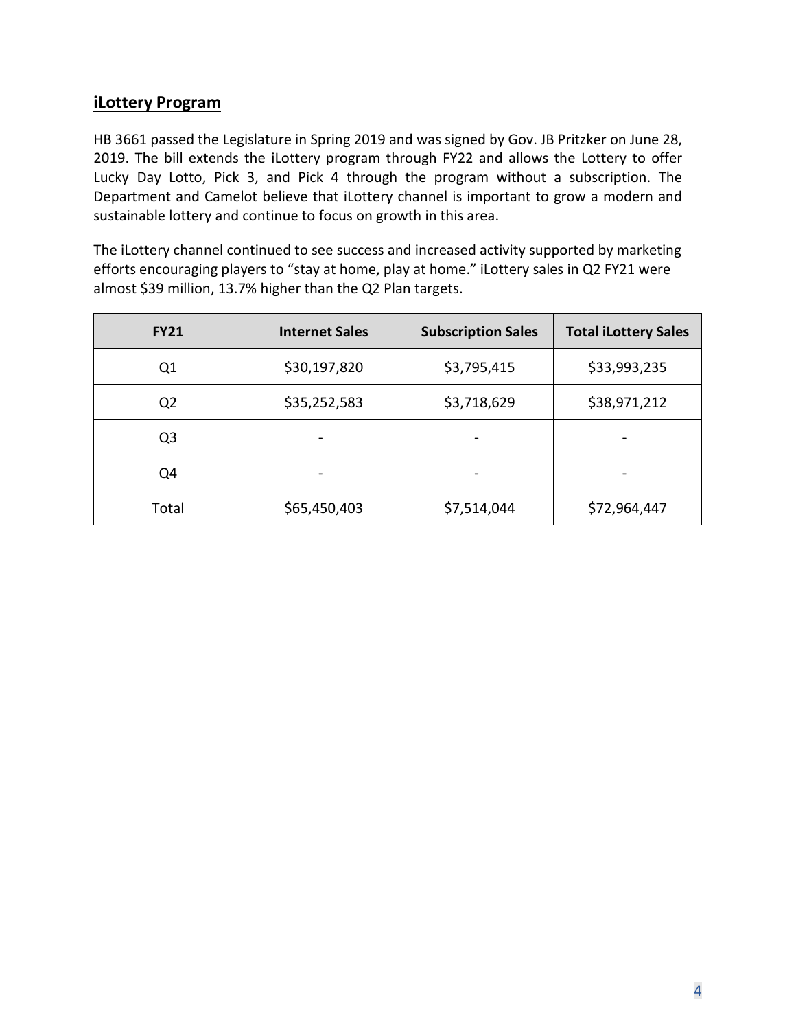## iLottery Program

HB 3661 passed the Legislature in Spring 2019 and was signed by Gov. JB Pritzker on June 28, 2019. The bill extends the iLottery program through FY22 and allows the Lottery to offer Lucky Day Lotto, Pick 3, and Pick 4 through the program without a subscription. The Department and Camelot believe that iLottery channel is important to grow a modern and sustainable lottery and continue to focus on growth in this area.

The iLottery channel continued to see success and increased activity supported by marketing efforts encouraging players to "stay at home, play at home." iLottery sales in Q2 FY21 were almost $39 million, 13.7% higher than the Q2 Plan targets.

| FY21 | Internet Sales | Subscription Sales | Total iLottery Sales |
|---|---|---|---|
| Q1 | $30,197,820 | $3,795,415 | $33,993,235 |
| Q2 | $35,252,583 | $3,718,629 | $38,971,212 |
| Q3 | - | - | - |
| Q4 | - | - | - |
| Total | $65,450,403 | $7,514,044 | $72,964,447 |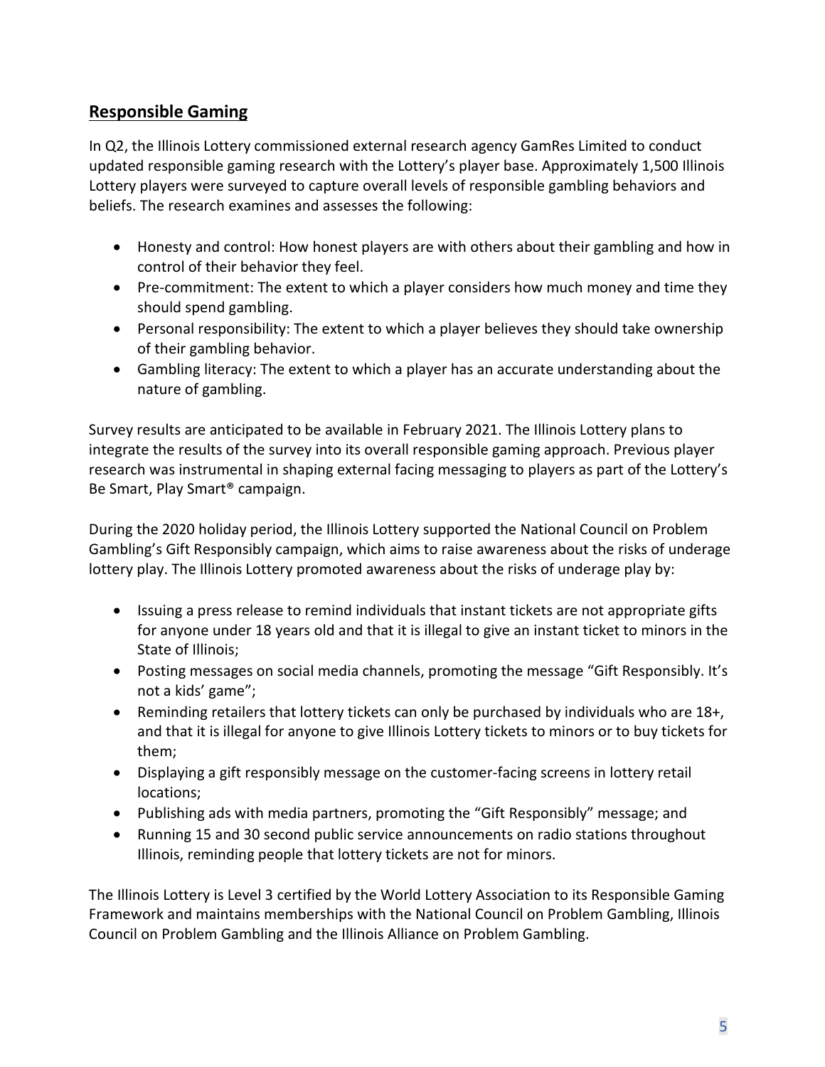## Responsible Gaming

In Q2, the Illinois Lottery commissioned external research agency GamRes Limited to conduct updated responsible gaming research with the Lottery's player base. Approximately 1,500 Illinois Lottery players were surveyed to capture overall levels of responsible gambling behaviors and beliefs. The research examines and assesses the following:

- Honesty and control: How honest players are with others about their gambling and how in control of their behavior they feel.
- Pre-commitment: The extent to which a player considers how much money and time they should spend gambling.
- Personal responsibility: The extent to which a player believes they should take ownership of their gambling behavior.
- Gambling literacy: The extent to which a player has an accurate understanding about the nature of gambling.

Survey results are anticipated to be available in February 2021. The Illinois Lottery plans to integrate the results of the survey into its overall responsible gaming approach. Previous player research was instrumental in shaping external facing messaging to players as part of the Lottery's Be Smart, Play Smart® campaign.

During the 2020 holiday period, the Illinois Lottery supported the National Council on Problem Gambling's Gift Responsibly campaign, which aims to raise awareness about the risks of underage lottery play. The Illinois Lottery promoted awareness about the risks of underage play by:

- Issuing a press release to remind individuals that instant tickets are not appropriate gifts for anyone under 18 years old and that it is illegal to give an instant ticket to minors in the State of Illinois;
- Posting messages on social media channels, promoting the message "Gift Responsibly. It's not a kids' game";
- Reminding retailers that lottery tickets can only be purchased by individuals who are 18+, and that it is illegal for anyone to give Illinois Lottery tickets to minors or to buy tickets for them;
- Displaying a gift responsibly message on the customer-facing screens in lottery retail locations;
- Publishing ads with media partners, promoting the "Gift Responsibly" message; and
- Running 15 and 30 second public service announcements on radio stations throughout Illinois, reminding people that lottery tickets are not for minors.

The Illinois Lottery is Level 3 certified by the World Lottery Association to its Responsible Gaming Framework and maintains memberships with the National Council on Problem Gambling, Illinois Council on Problem Gambling and the Illinois Alliance on Problem Gambling.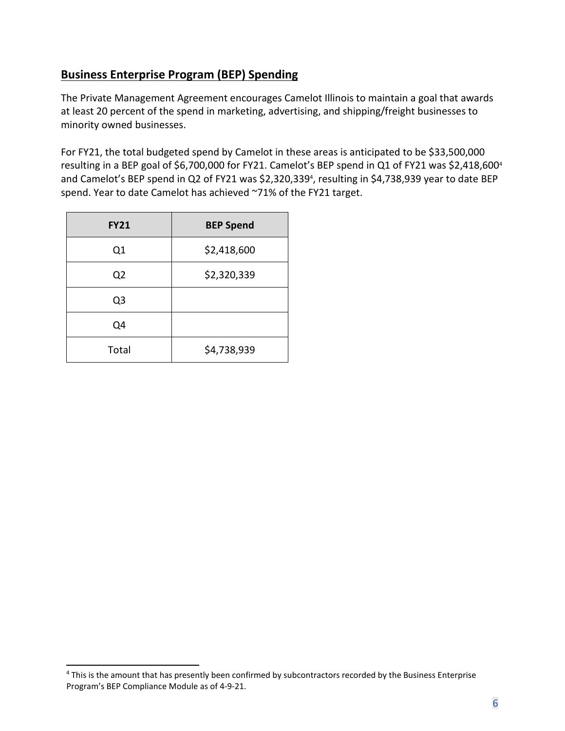## Business Enterprise Program (BEP) Spending

The Private Management Agreement encourages Camelot Illinois to maintain a goal that awards at least 20 percent of the spend in marketing, advertising, and shipping/freight businesses to minority owned businesses.

For FY21, the total budgeted spend by Camelot in these areas is anticipated to be $33,500,000 resulting in a BEP goal of $6,700,000 for FY21. Camelot's BEP spend in Q1 of FY21 was $2,418,600[4] and Camelot's BEP spend in Q2 of FY21 was $2,320,339[4], resulting in $4,738,939 year to date BEP spend. Year to date Camelot has achieved ~71% of the FY21 target.

| FY21 | BEP Spend |
|---|---|
| Q1 | $2,418,600 |
| Q2 | $2,320,339 |
| Q3 | |
| Q4 | |
| Total | $4,738,939 |

[4] This is the amount that has presently been confirmed by subcontractors recorded by the Business Enterprise Program's BEP Compliance Module as of 4-9-21.